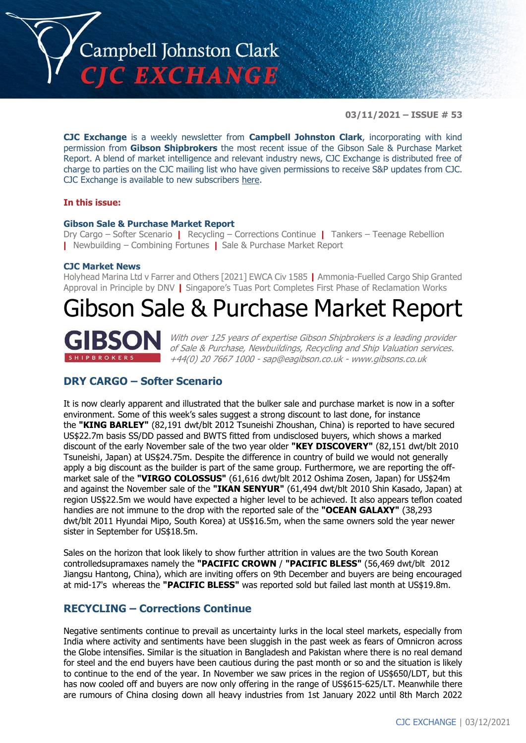# Campbell Johnston Clark CJC EXCHANGE

**03/11/2021 – ISSUE # 53**

**CJC Exchange** is a weekly newsletter from **Campbell Johnston Clark**, incorporating with kind permission from **Gibson Shipbrokers** the most recent issue of the Gibson Sale & Purchase Market Report. A blend of market intelligence and relevant industry news, CJC Exchange is distributed free of charge to parties on the CJC mailing list who have given permissions to receive S&P updates from CJC. CJC Exchange is available to new subscribers here.

**In this issue:**

**Gibson Sale & Purchase Market Report**
Dry Cargo – Softer Scenario | Recycling – Corrections Continue | Tankers – Teenage Rebellion | Newbuilding – Combining Fortunes | Sale & Purchase Market Report

**CJC Market News**
Holyhead Marina Ltd v Farrer and Others [2021] EWCA Civ 1585 | Ammonia-Fuelled Cargo Ship Granted Approval in Principle by DNV | Singapore's Tuas Port Completes First Phase of Reclamation Works

# Gibson Sale & Purchase Market Report

**GIBSON** SHIPBROKERS

*With over 125 years of expertise Gibson Shipbrokers is a leading provider of Sale & Purchase, Newbuildings, Recycling and Ship Valuation services. +44(0) 20 7667 1000 - sap@eagibson.co.uk - www.gibsons.co.uk*

## DRY CARGO – Softer Scenario

It is now clearly apparent and illustrated that the bulker sale and purchase market is now in a softer environment. Some of this week's sales suggest a strong discount to last done, for instance the **"KING BARLEY"** (82,191 dwt/blt 2012 Tsuneishi Zhoushan, China) is reported to have secured US$22.7m basis SS/DD passed and BWTS fitted from undisclosed buyers, which shows a marked discount of the early November sale of the two year older **"KEY DISCOVERY"** (82,151 dwt/blt 2010 Tsuneishi, Japan) at US$24.75m. Despite the difference in country of build we would not generally apply a big discount as the builder is part of the same group. Furthermore, we are reporting the off-market sale of the **"VIRGO COLOSSUS"** (61,616 dwt/blt 2012 Oshima Zosen, Japan) for US$24m and against the November sale of the **"IKAN SENYUR"** (61,494 dwt/blt 2010 Shin Kasado, Japan) at region US$22.5m we would have expected a higher level to be achieved. It also appears teflon coated handies are not immune to the drop with the reported sale of the **"OCEAN GALAXY"** (38,293 dwt/blt 2011 Hyundai Mipo, South Korea) at US$16.5m, when the same owners sold the year newer sister in September for US$18.5m.

Sales on the horizon that look likely to show further attrition in values are the two South Korean controlledsupramaxes namely the **"PACIFIC CROWN** / **"PACIFIC BLESS"** (56,469 dwt/blt 2012 Jiangsu Hantong, China), which are inviting offers on 9th December and buyers are being encouraged at mid-17's whereas the **"PACIFIC BLESS"** was reported sold but failed last month at US$19.8m.

## RECYCLING – Corrections Continue

Negative sentiments continue to prevail as uncertainty lurks in the local steel markets, especially from India where activity and sentiments have been sluggish in the past week as fears of Omnicron across the Globe intensifies. Similar is the situation in Bangladesh and Pakistan where there is no real demand for steel and the end buyers have been cautious during the past month or so and the situation is likely to continue to the end of the year. In November we saw prices in the region of US$650/LDT, but this has now cooled off and buyers are now only offering in the range of US$615-625/LT. Meanwhile there are rumours of China closing down all heavy industries from 1st January 2022 until 8th March 2022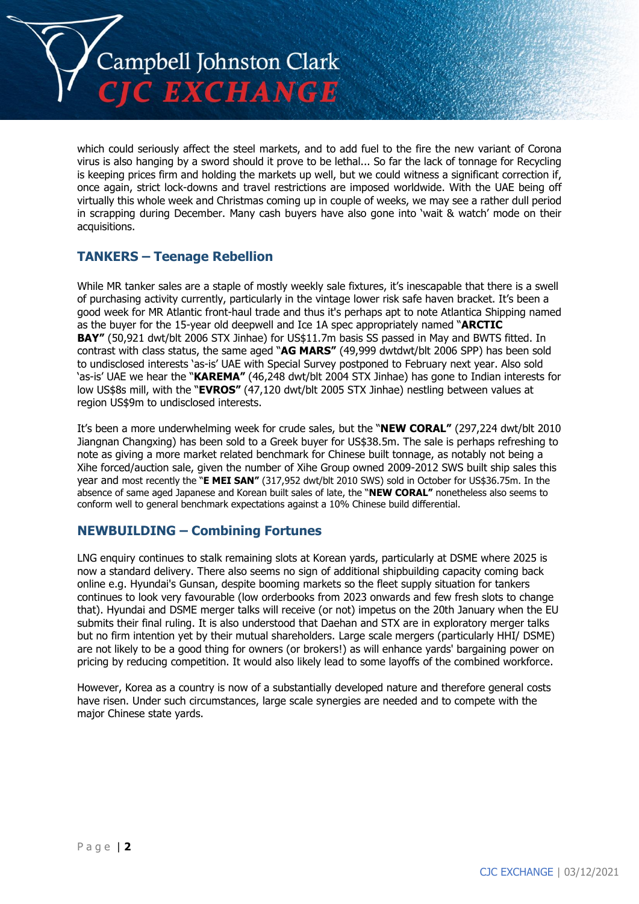which could seriously affect the steel markets, and to add fuel to the fire the new variant of Corona virus is also hanging by a sword should it prove to be lethal... So far the lack of tonnage for Recycling is keeping prices firm and holding the markets up well, but we could witness a significant correction if, once again, strict lock-downs and travel restrictions are imposed worldwide. With the UAE being off virtually this whole week and Christmas coming up in couple of weeks, we may see a rather dull period in scrapping during December. Many cash buyers have also gone into 'wait & watch' mode on their acquisitions.

## TANKERS – Teenage Rebellion

While MR tanker sales are a staple of mostly weekly sale fixtures, it's inescapable that there is a swell of purchasing activity currently, particularly in the vintage lower risk safe haven bracket. It's been a good week for MR Atlantic front-haul trade and thus it's perhaps apt to note Atlantica Shipping named as the buyer for the 15-year old deepwell and Ice 1A spec appropriately named "**ARCTIC BAY"** (50,921 dwt/blt 2006 STX Jinhae) for US$11.7m basis SS passed in May and BWTS fitted. In contrast with class status, the same aged "**AG MARS"** (49,999 dwtdwt/blt 2006 SPP) has been sold to undisclosed interests 'as-is' UAE with Special Survey postponed to February next year. Also sold 'as-is' UAE we hear the "**KAREMA"** (46,248 dwt/blt 2004 STX Jinhae) has gone to Indian interests for low US$8s mill, with the "**EVROS"** (47,120 dwt/blt 2005 STX Jinhae) nestling between values at region US$9m to undisclosed interests.

It's been a more underwhelming week for crude sales, but the "**NEW CORAL"** (297,224 dwt/blt 2010 Jiangnan Changxing) has been sold to a Greek buyer for US$38.5m. The sale is perhaps refreshing to note as giving a more market related benchmark for Chinese built tonnage, as notably not being a Xihe forced/auction sale, given the number of Xihe Group owned 2009-2012 SWS built ship sales this year and most recently the "**E MEI SAN"** (317,952 dwt/blt 2010 SWS) sold in October for US$36.75m. In the absence of same aged Japanese and Korean built sales of late, the "**NEW CORAL"** nonetheless also seems to conform well to general benchmark expectations against a 10% Chinese build differential.

## NEWBUILDING – Combining Fortunes

LNG enquiry continues to stalk remaining slots at Korean yards, particularly at DSME where 2025 is now a standard delivery. There also seems no sign of additional shipbuilding capacity coming back online e.g. Hyundai's Gunsan, despite booming markets so the fleet supply situation for tankers continues to look very favourable (low orderbooks from 2023 onwards and few fresh slots to change that). Hyundai and DSME merger talks will receive (or not) impetus on the 20th January when the EU submits their final ruling. It is also understood that Daehan and STX are in exploratory merger talks but no firm intention yet by their mutual shareholders. Large scale mergers (particularly HHI/ DSME) are not likely to be a good thing for owners (or brokers!) as will enhance yards' bargaining power on pricing by reducing competition. It would also likely lead to some layoffs of the combined workforce.

However, Korea as a country is now of a substantially developed nature and therefore general costs have risen. Under such circumstances, large scale synergies are needed and to compete with the major Chinese state yards.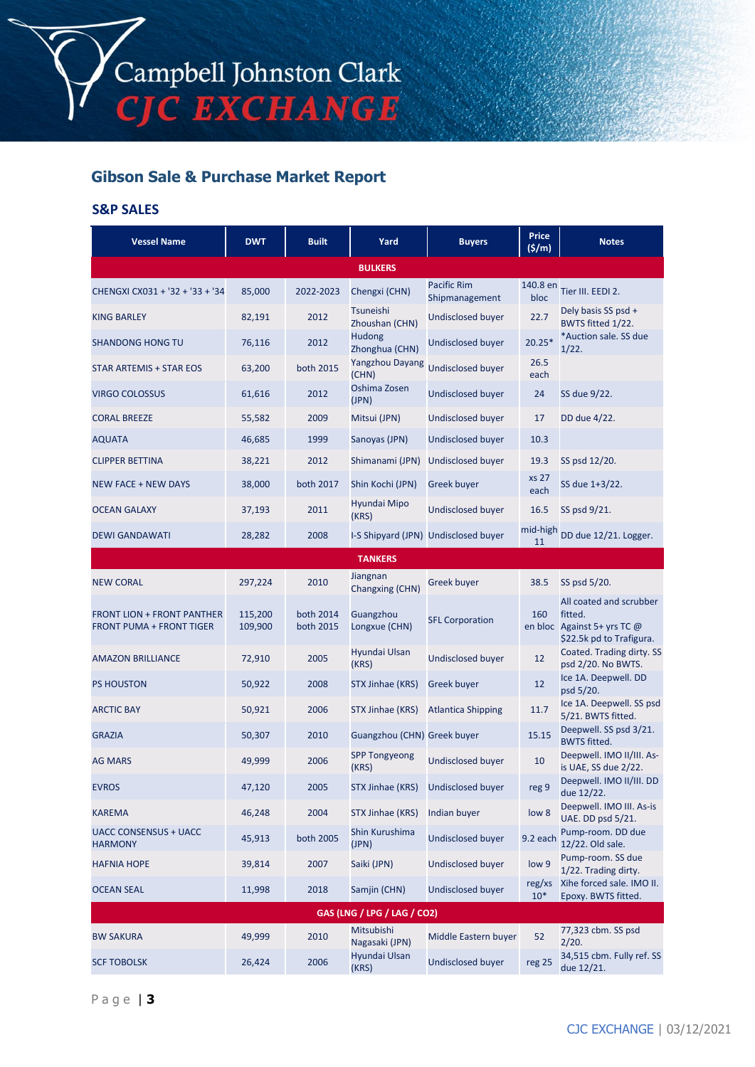## Gibson Sale & Purchase Market Report

### S&P SALES

| Vessel Name | DWT | Built | Yard | Buyers | Price ($/m) | Notes |
|---|---|---|---|---|---|---|
| **BULKERS** | | | | | | |
| CHENGXI CX031 + '32 + '33 + '34 | 85,000 | 2022-2023 | Chengxi (CHN) | Pacific Rim Shipmanagement | 140.8 en bloc | Tier III. EEDI 2. |
| KING BARLEY | 82,191 | 2012 | Tsuneishi Zhoushan (CHN) | Undisclosed buyer | 22.7 | Dely basis SS psd + BWTS fitted 1/22. |
| SHANDONG HONG TU | 76,116 | 2012 | Hudong Zhonghua (CHN) | Undisclosed buyer | 20.25* | *Auction sale. SS due 1/22. |
| STAR ARTEMIS + STAR EOS | 63,200 | both 2015 | Yangzhou Dayang (CHN) | Undisclosed buyer | 26.5 each | |
| VIRGO COLOSSUS | 61,616 | 2012 | Oshima Zosen (JPN) | Undisclosed buyer | 24 | SS due 9/22. |
| CORAL BREEZE | 55,582 | 2009 | Mitsui (JPN) | Undisclosed buyer | 17 | DD due 4/22. |
| AQUATA | 46,685 | 1999 | Sanoyas (JPN) | Undisclosed buyer | 10.3 | |
| CLIPPER BETTINA | 38,221 | 2012 | Shimanami (JPN) | Undisclosed buyer | 19.3 | SS psd 12/20. |
| NEW FACE + NEW DAYS | 38,000 | both 2017 | Shin Kochi (JPN) | Greek buyer | xs 27 each | SS due 1+3/22. |
| OCEAN GALAXY | 37,193 | 2011 | Hyundai Mipo (KRS) | Undisclosed buyer | 16.5 | SS psd 9/21. |
| DEWI GANDAWATI | 28,282 | 2008 | I-S Shipyard (JPN) | Undisclosed buyer | mid-high 11 | DD due 12/21. Logger. |
| **TANKERS** | | | | | | |
| NEW CORAL | 297,224 | 2010 | Jiangnan Changxing (CHN) | Greek buyer | 38.5 | SS psd 5/20. |
| FRONT LION + FRONT PANTHER FRONT PUMA + FRONT TIGER | 115,200 109,900 | both 2014 both 2015 | Guangzhou Longxue (CHN) | SFL Corporation | 160 en bloc | All coated and scrubber fitted. Against 5+ yrs TC @ $22.5k pd to Trafigura. |
| AMAZON BRILLIANCE | 72,910 | 2005 | Hyundai Ulsan (KRS) | Undisclosed buyer | 12 | Coated. Trading dirty. SS psd 2/20. No BWTS. |
| PS HOUSTON | 50,922 | 2008 | STX Jinhae (KRS) | Greek buyer | 12 | Ice 1A. Deepwell. DD psd 5/20. |
| ARCTIC BAY | 50,921 | 2006 | STX Jinhae (KRS) | Atlantica Shipping | 11.7 | Ice 1A. Deepwell. SS psd 5/21. BWTS fitted. |
| GRAZIA | 50,307 | 2010 | Guangzhou (CHN) | Greek buyer | 15.15 | Deepwell. SS psd 3/21. BWTS fitted. |
| AG MARS | 49,999 | 2006 | SPP Tongyeong (KRS) | Undisclosed buyer | 10 | Deepwell. IMO II/III. As-is UAE, SS due 2/22. |
| EVROS | 47,120 | 2005 | STX Jinhae (KRS) | Undisclosed buyer | reg 9 | Deepwell. IMO II/III. DD due 12/22. |
| KAREMA | 46,248 | 2004 | STX Jinhae (KRS) | Indian buyer | low 8 | Deepwell. IMO III. As-is UAE. DD psd 5/21. |
| UACC CONSENSUS + UACC HARMONY | 45,913 | both 2005 | Shin Kurushima (JPN) | Undisclosed buyer | 9.2 each | Pump-room. DD due 12/22. Old sale. |
| HAFNIA HOPE | 39,814 | 2007 | Saiki (JPN) | Undisclosed buyer | low 9 | Pump-room. SS due 1/22. Trading dirty. |
| OCEAN SEAL | 11,998 | 2018 | Samjin (CHN) | Undisclosed buyer | reg/xs 10* | Xihe forced sale. IMO II. Epoxy. BWTS fitted. |
| **GAS (LNG / LPG / LAG / CO2)** | | | | | | |
| BW SAKURA | 49,999 | 2010 | Mitsubishi Nagasaki (JPN) | Middle Eastern buyer | 52 | 77,323 cbm. SS psd 2/20. |
| SCF TOBOLSK | 26,424 | 2006 | Hyundai Ulsan (KRS) | Undisclosed buyer | reg 25 | 34,515 cbm. Fully ref. SS due 12/21. |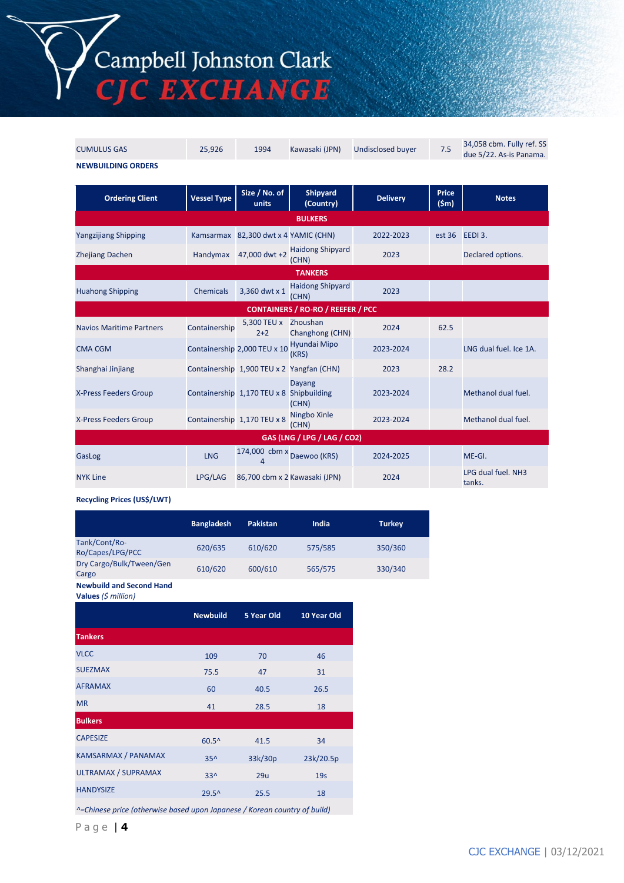| CUMULUS GAS | 25,926 | 1994 | Kawasaki (JPN) | Undisclosed buyer | 7.5 | 34,058 cbm. Fully ref. SS due 5/22. As-is Panama. |
|---|---|---|---|---|---|---|

**NEWBUILDING ORDERS**

| Ordering Client | Vessel Type | Size / No. of units | Shipyard (Country) | Delivery | Price ($m) | Notes |
|---|---|---|---|---|---|---|
| **BULKERS** | | | | | | |
| Yangzijiang Shipping | Kamsarmax | 82,300 dwt x 4 | YAMIC (CHN) | 2022-2023 | est 36 | EEDI 3. |
| Zhejiang Dachen | Handymax | 47,000 dwt +2 | Haidong Shipyard (CHN) | 2023 | | Declared options. |
| **TANKERS** | | | | | | |
| Huahong Shipping | Chemicals | 3,360 dwt x 1 | Haidong Shipyard (CHN) | 2023 | | |
| **CONTAINERS / RO-RO / REEFER / PCC** | | | | | | |
| Navios Maritime Partners | Containership | 5,300 TEU x 2+2 | Zhoushan Changhong (CHN) | 2024 | 62.5 | |
| CMA CGM | Containership | 2,000 TEU x 10 | Hyundai Mipo (KRS) | 2023-2024 | | LNG dual fuel. Ice 1A. |
| Shanghai Jinjiang | Containership | 1,900 TEU x 2 | Yangfan (CHN) | 2023 | 28.2 | |
| X-Press Feeders Group | Containership | 1,170 TEU x 8 | Dayang Shipbuilding (CHN) | 2023-2024 | | Methanol dual fuel. |
| X-Press Feeders Group | Containership | 1,170 TEU x 8 | Ningbo Xinle (CHN) | 2023-2024 | | Methanol dual fuel. |
| **GAS (LNG / LPG / LAG / CO2)** | | | | | | |
| GasLog | LNG | 174,000 cbm x 4 | Daewoo (KRS) | 2024-2025 | | ME-GI. |
| NYK Line | LPG/LAG | 86,700 cbm x 2 | Kawasaki (JPN) | 2024 | | LPG dual fuel. NH3 tanks. |

**Recycling Prices (US$/LWT)**

| | Bangladesh | Pakistan | India | Turkey |
|---|---|---|---|---|
| Tank/Cont/Ro-Ro/Capes/LPG/PCC | 620/635 | 610/620 | 575/585 | 350/360 |
| Dry Cargo/Bulk/Tween/Gen Cargo | 610/620 | 600/610 | 565/575 | 330/340 |

**Newbuild and Second Hand Values** *($ million)*

| | Newbuild | 5 Year Old | 10 Year Old |
|---|---|---|---|
| **Tankers** | | | |
| VLCC | 109 | 70 | 46 |
| SUEZMAX | 75.5 | 47 | 31 |
| AFRAMAX | 60 | 40.5 | 26.5 |
| MR | 41 | 28.5 | 18 |
| **Bulkers** | | | |
| CAPESIZE | 60.5^ | 41.5 | 34 |
| KAMSARMAX / PANAMAX | 35^ | 33k/30p | 23k/20.5p |
| ULTRAMAX / SUPRAMAX | 33^ | 29u | 19s |
| HANDYSIZE | 29.5^ | 25.5 | 18 |

*^=Chinese price (otherwise based upon Japanese / Korean country of build)*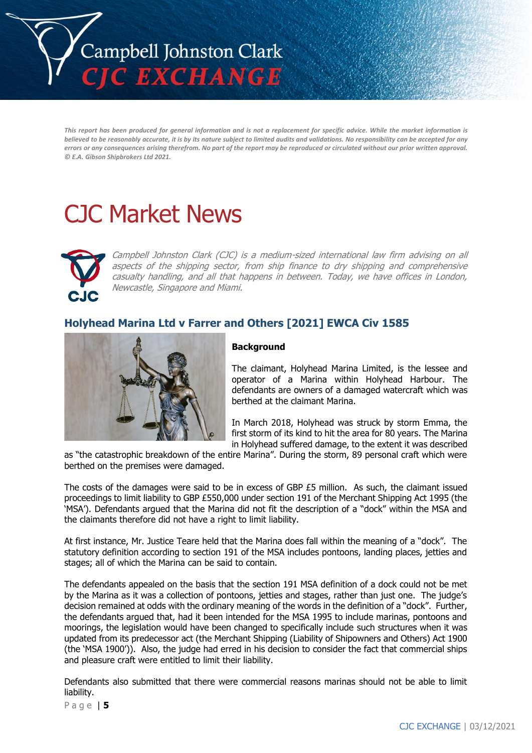*This report has been produced for general information and is not a replacement for specific advice. While the market information is believed to be reasonably accurate, it is by its nature subject to limited audits and validations. No responsibility can be accepted for any errors or any consequences arising therefrom. No part of the report may be reproduced or circulated without our prior written approval. © E.A. Gibson Shipbrokers Ltd 2021.*

# CJC Market News

*Campbell Johnston Clark (CJC) is a medium-sized international law firm advising on all aspects of the shipping sector, from ship finance to dry shipping and comprehensive casualty handling, and all that happens in between. Today, we have offices in London, Newcastle, Singapore and Miami.*

## Holyhead Marina Ltd v Farrer and Others [2021] EWCA Civ 1585

**Background**

The claimant, Holyhead Marina Limited, is the lessee and operator of a Marina within Holyhead Harbour. The defendants are owners of a damaged watercraft which was berthed at the claimant Marina.

In March 2018, Holyhead was struck by storm Emma, the first storm of its kind to hit the area for 80 years. The Marina in Holyhead suffered damage, to the extent it was described as "the catastrophic breakdown of the entire Marina". During the storm, 89 personal craft which were berthed on the premises were damaged.

The costs of the damages were said to be in excess of GBP £5 million. As such, the claimant issued proceedings to limit liability to GBP £550,000 under section 191 of the Merchant Shipping Act 1995 (the 'MSA'). Defendants argued that the Marina did not fit the description of a "dock" within the MSA and the claimants therefore did not have a right to limit liability.

At first instance, Mr. Justice Teare held that the Marina does fall within the meaning of a "dock". The statutory definition according to section 191 of the MSA includes pontoons, landing places, jetties and stages; all of which the Marina can be said to contain.

The defendants appealed on the basis that the section 191 MSA definition of a dock could not be met by the Marina as it was a collection of pontoons, jetties and stages, rather than just one. The judge's decision remained at odds with the ordinary meaning of the words in the definition of a "dock". Further, the defendants argued that, had it been intended for the MSA 1995 to include marinas, pontoons and moorings, the legislation would have been changed to specifically include such structures when it was updated from its predecessor act (the Merchant Shipping (Liability of Shipowners and Others) Act 1900 (the 'MSA 1900')). Also, the judge had erred in his decision to consider the fact that commercial ships and pleasure craft were entitled to limit their liability.

Defendants also submitted that there were commercial reasons marinas should not be able to limit liability.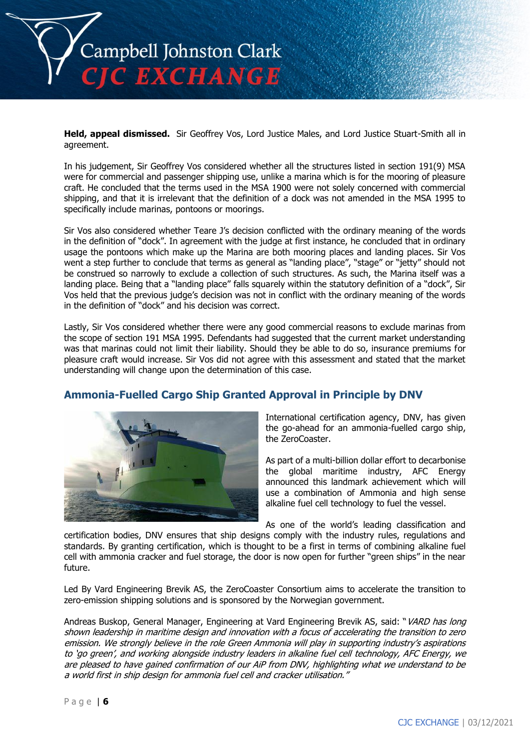**Held, appeal dismissed.** Sir Geoffrey Vos, Lord Justice Males, and Lord Justice Stuart-Smith all in agreement.

In his judgement, Sir Geoffrey Vos considered whether all the structures listed in section 191(9) MSA were for commercial and passenger shipping use, unlike a marina which is for the mooring of pleasure craft. He concluded that the terms used in the MSA 1900 were not solely concerned with commercial shipping, and that it is irrelevant that the definition of a dock was not amended in the MSA 1995 to specifically include marinas, pontoons or moorings.

Sir Vos also considered whether Teare J's decision conflicted with the ordinary meaning of the words in the definition of "dock". In agreement with the judge at first instance, he concluded that in ordinary usage the pontoons which make up the Marina are both mooring places and landing places. Sir Vos went a step further to conclude that terms as general as "landing place", "stage" or "jetty" should not be construed so narrowly to exclude a collection of such structures. As such, the Marina itself was a landing place. Being that a "landing place" falls squarely within the statutory definition of a "dock", Sir Vos held that the previous judge's decision was not in conflict with the ordinary meaning of the words in the definition of "dock" and his decision was correct.

Lastly, Sir Vos considered whether there were any good commercial reasons to exclude marinas from the scope of section 191 MSA 1995. Defendants had suggested that the current market understanding was that marinas could not limit their liability. Should they be able to do so, insurance premiums for pleasure craft would increase. Sir Vos did not agree with this assessment and stated that the market understanding will change upon the determination of this case.

## Ammonia-Fuelled Cargo Ship Granted Approval in Principle by DNV

International certification agency, DNV, has given the go-ahead for an ammonia-fuelled cargo ship, the ZeroCoaster.

As part of a multi-billion dollar effort to decarbonise the global maritime industry, AFC Energy announced this landmark achievement which will use a combination of Ammonia and high sense alkaline fuel cell technology to fuel the vessel.

As one of the world's leading classification and certification bodies, DNV ensures that ship designs comply with the industry rules, regulations and standards. By granting certification, which is thought to be a first in terms of combining alkaline fuel cell with ammonia cracker and fuel storage, the door is now open for further "green ships" in the near future.

Led By Vard Engineering Brevik AS, the ZeroCoaster Consortium aims to accelerate the transition to zero-emission shipping solutions and is sponsored by the Norwegian government.

Andreas Buskop, General Manager, Engineering at Vard Engineering Brevik AS, said: "*VARD has long shown leadership in maritime design and innovation with a focus of accelerating the transition to zero emission. We strongly believe in the role Green Ammonia will play in supporting industry's aspirations to 'go green', and working alongside industry leaders in alkaline fuel cell technology, AFC Energy, we are pleased to have gained confirmation of our AiP from DNV, highlighting what we understand to be a world first in ship design for ammonia fuel cell and cracker utilisation.*"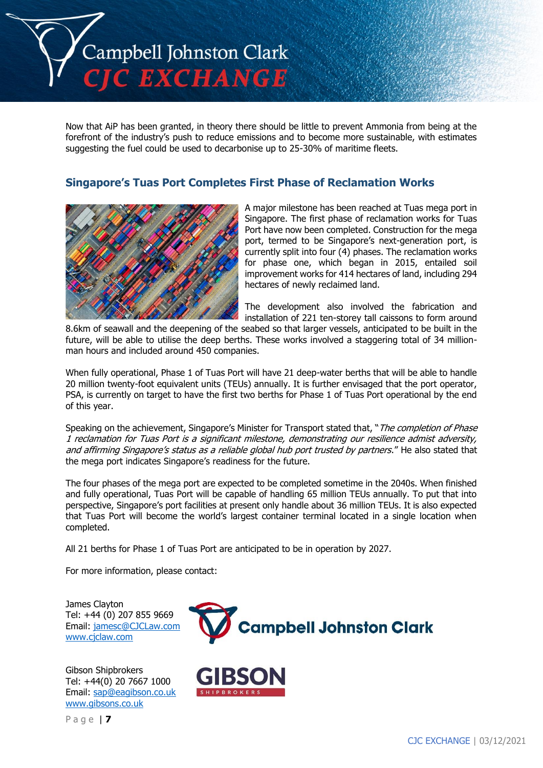Now that AiP has been granted, in theory there should be little to prevent Ammonia from being at the forefront of the industry's push to reduce emissions and to become more sustainable, with estimates suggesting the fuel could be used to decarbonise up to 25-30% of maritime fleets.

## Singapore's Tuas Port Completes First Phase of Reclamation Works

A major milestone has been reached at Tuas mega port in Singapore. The first phase of reclamation works for Tuas Port have now been completed. Construction for the mega port, termed to be Singapore's next-generation port, is currently split into four (4) phases. The reclamation works for phase one, which began in 2015, entailed soil improvement works for 414 hectares of land, including 294 hectares of newly reclaimed land.

The development also involved the fabrication and installation of 221 ten-storey tall caissons to form around 8.6km of seawall and the deepening of the seabed so that larger vessels, anticipated to be built in the future, will be able to utilise the deep berths. These works involved a staggering total of 34 million-man hours and included around 450 companies.

When fully operational, Phase 1 of Tuas Port will have 21 deep-water berths that will be able to handle 20 million twenty-foot equivalent units (TEUs) annually. It is further envisaged that the port operator, PSA, is currently on target to have the first two berths for Phase 1 of Tuas Port operational by the end of this year.

Speaking on the achievement, Singapore's Minister for Transport stated that, "*The completion of Phase 1 reclamation for Tuas Port is a significant milestone, demonstrating our resilience admist adversity, and affirming Singapore's status as a reliable global hub port trusted by partners*." He also stated that the mega port indicates Singapore's readiness for the future.

The four phases of the mega port are expected to be completed sometime in the 2040s. When finished and fully operational, Tuas Port will be capable of handling 65 million TEUs annually. To put that into perspective, Singapore's port facilities at present only handle about 36 million TEUs. It is also expected that Tuas Port will become the world's largest container terminal located in a single location when completed.

All 21 berths for Phase 1 of Tuas Port are anticipated to be in operation by 2027.

For more information, please contact:

James Clayton
Tel: +44 (0) 207 855 9669
Email: jamesc@CJCLaw.com
www.cjclaw.com

Gibson Shipbrokers
Tel: +44(0) 20 7667 1000
Email: sap@eagibson.co.uk
www.gibsons.co.uk